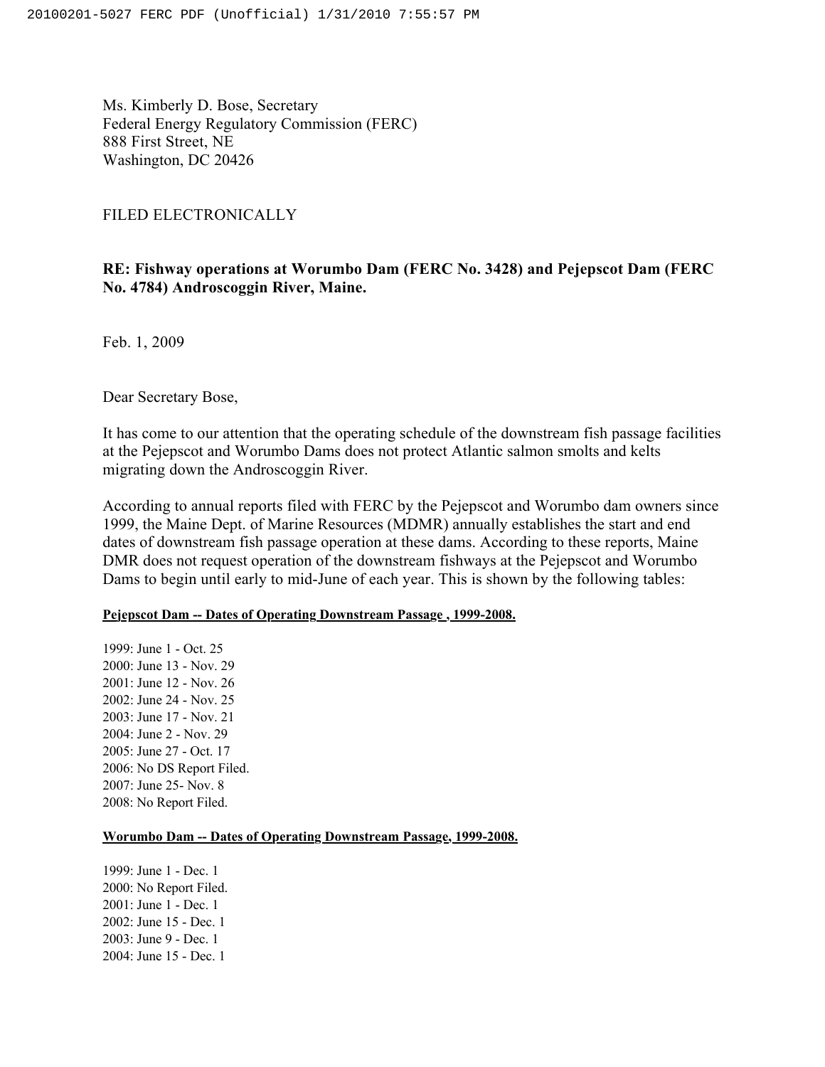Ms. Kimberly D. Bose, Secretary
Federal Energy Regulatory Commission (FERC)
888 First Street, NE
Washington, DC 20426

FILED ELECTRONICALLY

**RE: Fishway operations at Worumbo Dam (FERC No. 3428) and Pejepscot Dam (FERC No. 4784) Androscoggin River, Maine.**

Feb. 1, 2009

Dear Secretary Bose,

It has come to our attention that the operating schedule of the downstream fish passage facilities at the Pejepscot and Worumbo Dams does not protect Atlantic salmon smolts and kelts migrating down the Androscoggin River.

According to annual reports filed with FERC by the Pejepscot and Worumbo dam owners since 1999, the Maine Dept. of Marine Resources (MDMR) annually establishes the start and end dates of downstream fish passage operation at these dams. According to these reports, Maine DMR does not request operation of the downstream fishways at the Pejepscot and Worumbo Dams to begin until early to mid-June of each year. This is shown by the following tables:

**Pejepscot Dam -- Dates of Operating Downstream Passage , 1999-2008.**

1999: June 1 - Oct. 25
2000: June 13 - Nov. 29
2001: June 12 - Nov. 26
2002: June 24 - Nov. 25
2003: June 17 - Nov. 21
2004: June 2 - Nov. 29
2005: June 27 - Oct. 17
2006: No DS Report Filed.
2007: June 25- Nov. 8
2008: No Report Filed.

**Worumbo Dam -- Dates of Operating Downstream Passage, 1999-2008.**

1999: June 1 - Dec. 1
2000: No Report Filed.
2001: June 1 - Dec. 1
2002: June 15 - Dec. 1
2003: June 9 - Dec. 1
2004: June 15 - Dec. 1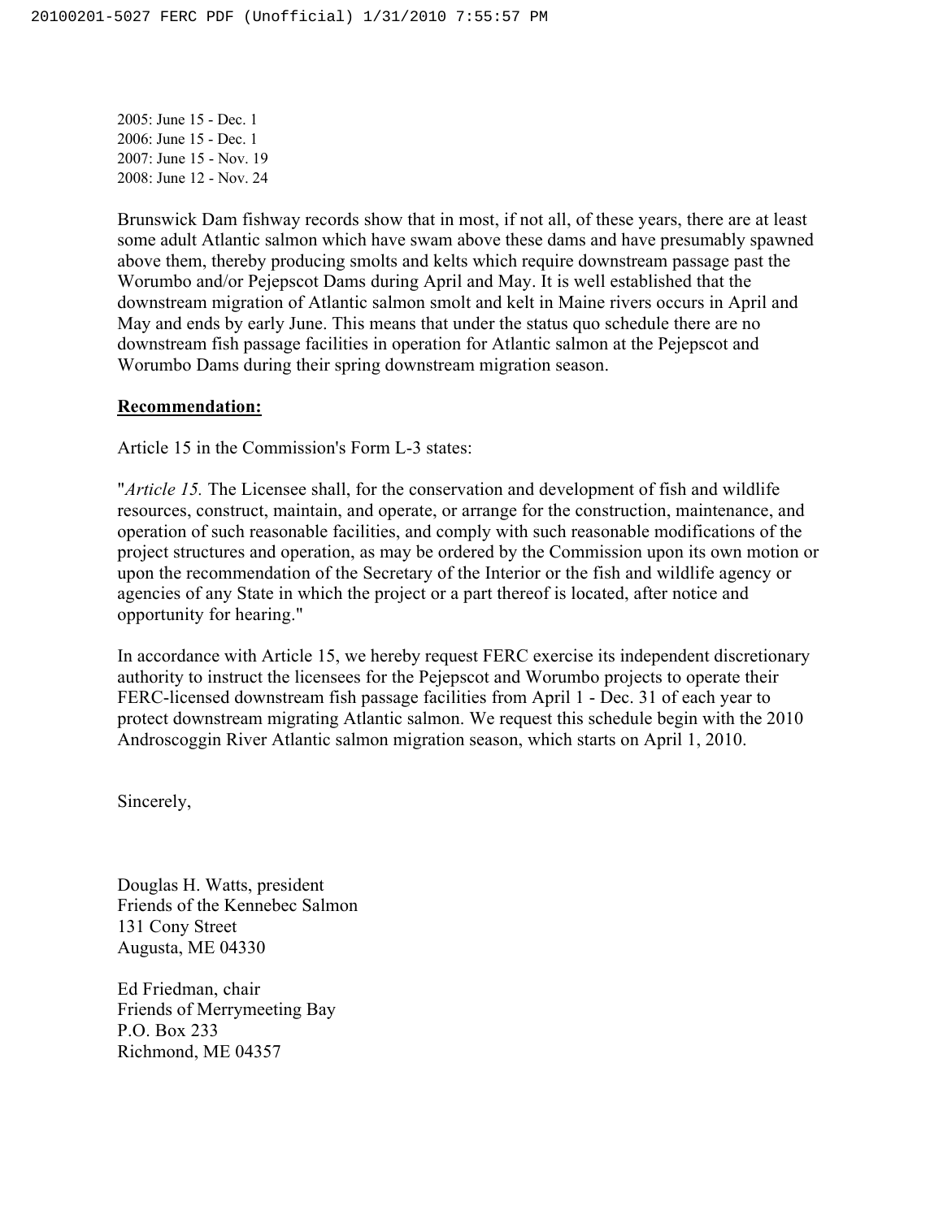2005: June 15 - Dec. 1
2006: June 15 - Dec. 1
2007: June 15 - Nov. 19
2008: June 12 - Nov. 24

Brunswick Dam fishway records show that in most, if not all, of these years, there are at least some adult Atlantic salmon which have swam above these dams and have presumably spawned above them, thereby producing smolts and kelts which require downstream passage past the Worumbo and/or Pejepscot Dams during April and May. It is well established that the downstream migration of Atlantic salmon smolt and kelt in Maine rivers occurs in April and May and ends by early June. This means that under the status quo schedule there are no downstream fish passage facilities in operation for Atlantic salmon at the Pejepscot and Worumbo Dams during their spring downstream migration season.

**Recommendation:**

Article 15 in the Commission's Form L-3 states:

"*Article 15.* The Licensee shall, for the conservation and development of fish and wildlife resources, construct, maintain, and operate, or arrange for the construction, maintenance, and operation of such reasonable facilities, and comply with such reasonable modifications of the project structures and operation, as may be ordered by the Commission upon its own motion or upon the recommendation of the Secretary of the Interior or the fish and wildlife agency or agencies of any State in which the project or a part thereof is located, after notice and opportunity for hearing."

In accordance with Article 15, we hereby request FERC exercise its independent discretionary authority to instruct the licensees for the Pejepscot and Worumbo projects to operate their FERC-licensed downstream fish passage facilities from April 1 - Dec. 31 of each year to protect downstream migrating Atlantic salmon. We request this schedule begin with the 2010 Androscoggin River Atlantic salmon migration season, which starts on April 1, 2010.

Sincerely,

Douglas H. Watts, president
Friends of the Kennebec Salmon
131 Cony Street
Augusta, ME 04330

Ed Friedman, chair
Friends of Merrymeeting Bay
P.O. Box 233
Richmond, ME 04357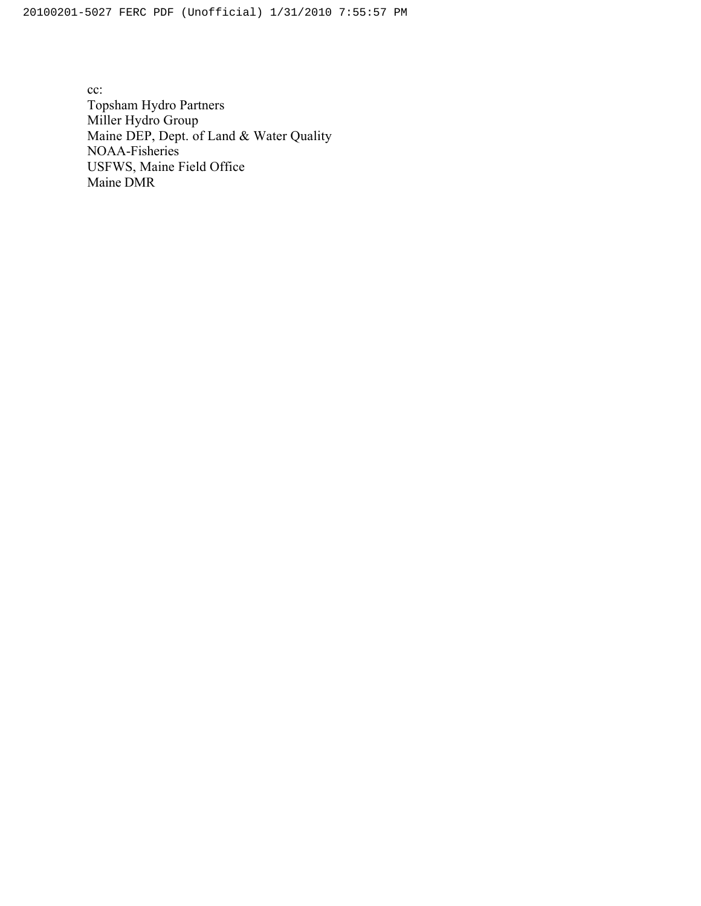cc:
Topsham Hydro Partners
Miller Hydro Group
Maine DEP, Dept. of Land & Water Quality
NOAA-Fisheries
USFWS, Maine Field Office
Maine DMR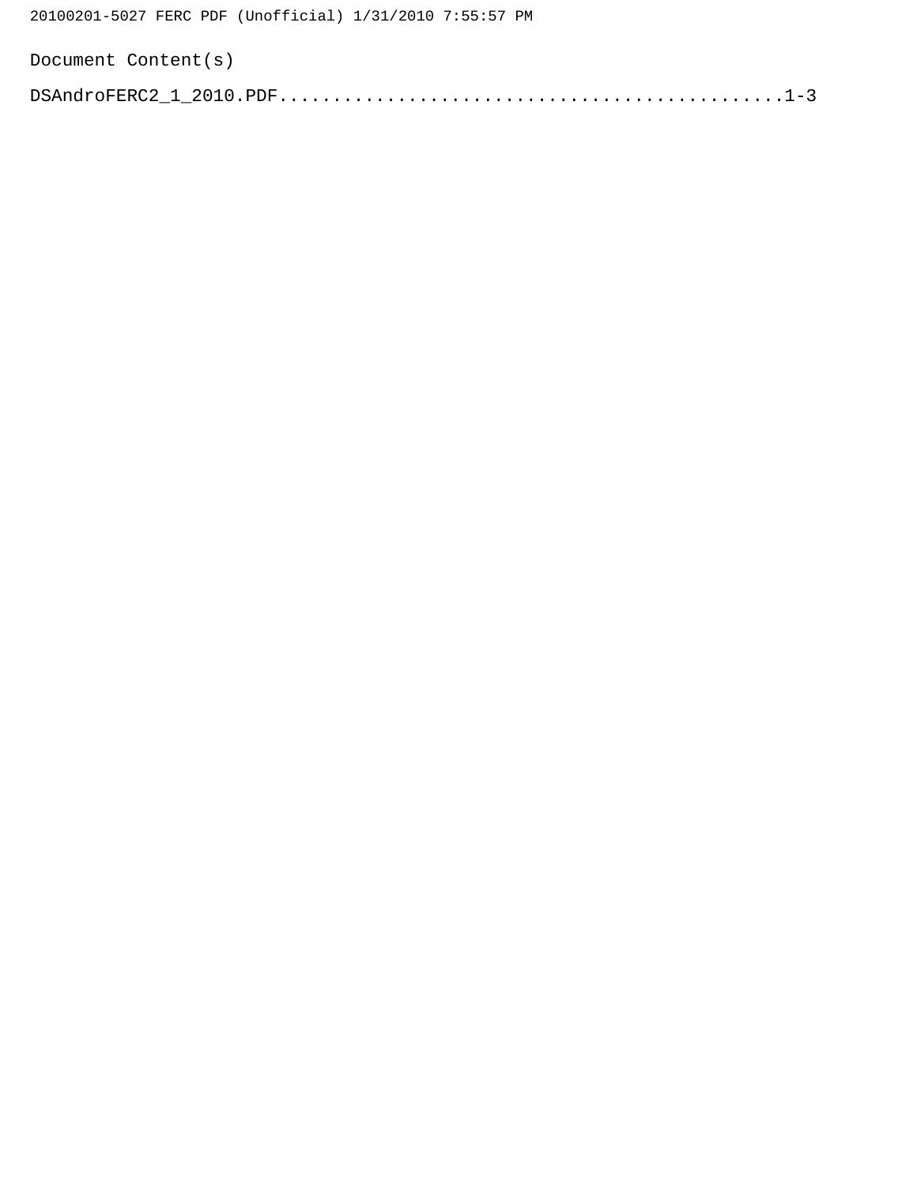Document Content(s)

DSAndroFERC2_1_2010.PDF.............................................1-3